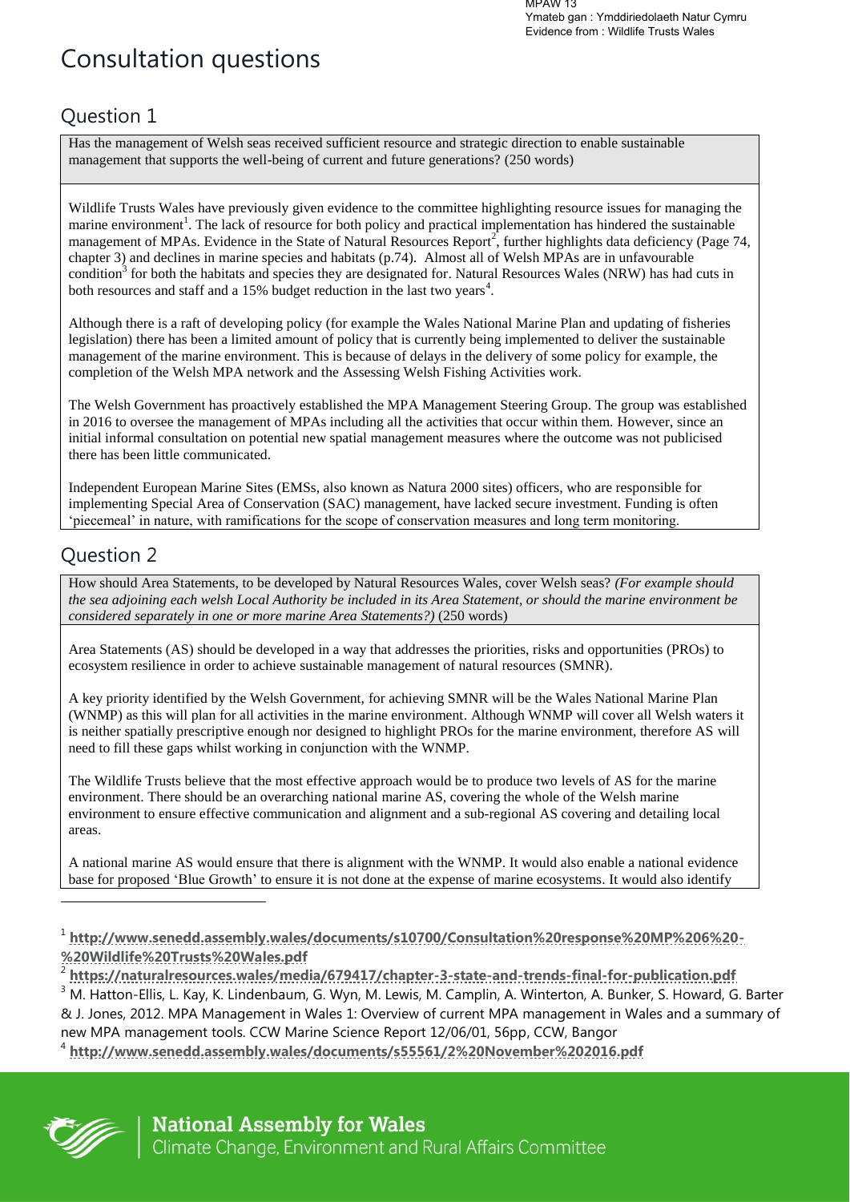MPAW 13
Ymateb gan : Ymddiriedolaeth Natur Cymru
Evidence from : Wildlife Trusts Wales

# Consultation questions

## Question 1

Has the management of Welsh seas received sufficient resource and strategic direction to enable sustainable management that supports the well-being of current and future generations? (250 words)

Wildlife Trusts Wales have previously given evidence to the committee highlighting resource issues for managing the marine environment[1]. The lack of resource for both policy and practical implementation has hindered the sustainable management of MPAs. Evidence in the State of Natural Resources Report[2], further highlights data deficiency (Page 74, chapter 3) and declines in marine species and habitats (p.74). Almost all of Welsh MPAs are in unfavourable condition[3] for both the habitats and species they are designated for. Natural Resources Wales (NRW) has had cuts in both resources and staff and a 15% budget reduction in the last two years[4].

Although there is a raft of developing policy (for example the Wales National Marine Plan and updating of fisheries legislation) there has been a limited amount of policy that is currently being implemented to deliver the sustainable management of the marine environment. This is because of delays in the delivery of some policy for example, the completion of the Welsh MPA network and the Assessing Welsh Fishing Activities work.

The Welsh Government has proactively established the MPA Management Steering Group. The group was established in 2016 to oversee the management of MPAs including all the activities that occur within them. However, since an initial informal consultation on potential new spatial management measures where the outcome was not publicised there has been little communicated.

Independent European Marine Sites (EMSs, also known as Natura 2000 sites) officers, who are responsible for implementing Special Area of Conservation (SAC) management, have lacked secure investment. Funding is often 'piecemeal' in nature, with ramifications for the scope of conservation measures and long term monitoring.

## Question 2

How should Area Statements, to be developed by Natural Resources Wales, cover Welsh seas? *(For example should the sea adjoining each welsh Local Authority be included in its Area Statement, or should the marine environment be considered separately in one or more marine Area Statements?)* (250 words)

Area Statements (AS) should be developed in a way that addresses the priorities, risks and opportunities (PROs) to ecosystem resilience in order to achieve sustainable management of natural resources (SMNR).

A key priority identified by the Welsh Government, for achieving SMNR will be the Wales National Marine Plan (WNMP) as this will plan for all activities in the marine environment. Although WNMP will cover all Welsh waters it is neither spatially prescriptive enough nor designed to highlight PROs for the marine environment, therefore AS will need to fill these gaps whilst working in conjunction with the WNMP.

The Wildlife Trusts believe that the most effective approach would be to produce two levels of AS for the marine environment. There should be an overarching national marine AS, covering the whole of the Welsh marine environment to ensure effective communication and alignment and a sub-regional AS covering and detailing local areas.

A national marine AS would ensure that there is alignment with the WNMP. It would also enable a national evidence base for proposed 'Blue Growth' to ensure it is not done at the expense of marine ecosystems. It would also identify

---

[1] http://www.senedd.assembly.wales/documents/s10700/Consultation%20response%20MP%206%20-%20Wildlife%20Trusts%20Wales.pdf

[2] https://naturalresources.wales/media/679417/chapter-3-state-and-trends-final-for-publication.pdf

[3] M. Hatton-Ellis, L. Kay, K. Lindenbaum, G. Wyn, M. Lewis, M. Camplin, A. Winterton, A. Bunker, S. Howard, G. Barter & J. Jones, 2012. MPA Management in Wales 1: Overview of current MPA management in Wales and a summary of new MPA management tools. CCW Marine Science Report 12/06/01, 56pp, CCW, Bangor

[4] http://www.senedd.assembly.wales/documents/s55561/2%20November%202016.pdf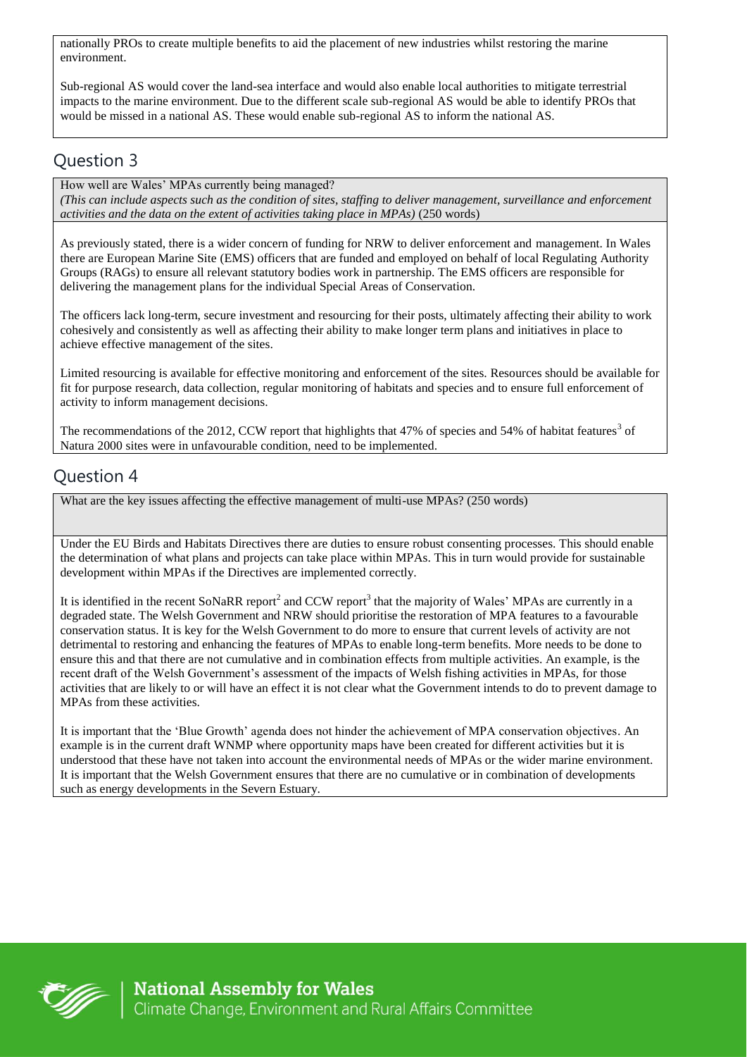nationally PROs to create multiple benefits to aid the placement of new industries whilst restoring the marine environment.

Sub-regional AS would cover the land-sea interface and would also enable local authorities to mitigate terrestrial impacts to the marine environment. Due to the different scale sub-regional AS would be able to identify PROs that would be missed in a national AS. These would enable sub-regional AS to inform the national AS.

## Question 3

How well are Wales' MPAs currently being managed?
*(This can include aspects such as the condition of sites, staffing to deliver management, surveillance and enforcement activities and the data on the extent of activities taking place in MPAs)* (250 words)

As previously stated, there is a wider concern of funding for NRW to deliver enforcement and management. In Wales there are European Marine Site (EMS) officers that are funded and employed on behalf of local Regulating Authority Groups (RAGs) to ensure all relevant statutory bodies work in partnership. The EMS officers are responsible for delivering the management plans for the individual Special Areas of Conservation.

The officers lack long-term, secure investment and resourcing for their posts, ultimately affecting their ability to work cohesively and consistently as well as affecting their ability to make longer term plans and initiatives in place to achieve effective management of the sites.

Limited resourcing is available for effective monitoring and enforcement of the sites. Resources should be available for fit for purpose research, data collection, regular monitoring of habitats and species and to ensure full enforcement of activity to inform management decisions.

The recommendations of the 2012, CCW report that highlights that 47% of species and 54% of habitat features[3] of Natura 2000 sites were in unfavourable condition, need to be implemented.

## Question 4

What are the key issues affecting the effective management of multi-use MPAs? (250 words)

Under the EU Birds and Habitats Directives there are duties to ensure robust consenting processes. This should enable the determination of what plans and projects can take place within MPAs. This in turn would provide for sustainable development within MPAs if the Directives are implemented correctly.

It is identified in the recent SoNaRR report[2] and CCW report[3] that the majority of Wales' MPAs are currently in a degraded state. The Welsh Government and NRW should prioritise the restoration of MPA features to a favourable conservation status. It is key for the Welsh Government to do more to ensure that current levels of activity are not detrimental to restoring and enhancing the features of MPAs to enable long-term benefits. More needs to be done to ensure this and that there are not cumulative and in combination effects from multiple activities. An example, is the recent draft of the Welsh Government's assessment of the impacts of Welsh fishing activities in MPAs, for those activities that are likely to or will have an effect it is not clear what the Government intends to do to prevent damage to MPAs from these activities.

It is important that the 'Blue Growth' agenda does not hinder the achievement of MPA conservation objectives. An example is in the current draft WNMP where opportunity maps have been created for different activities but it is understood that these have not taken into account the environmental needs of MPAs or the wider marine environment. It is important that the Welsh Government ensures that there are no cumulative or in combination of developments such as energy developments in the Severn Estuary.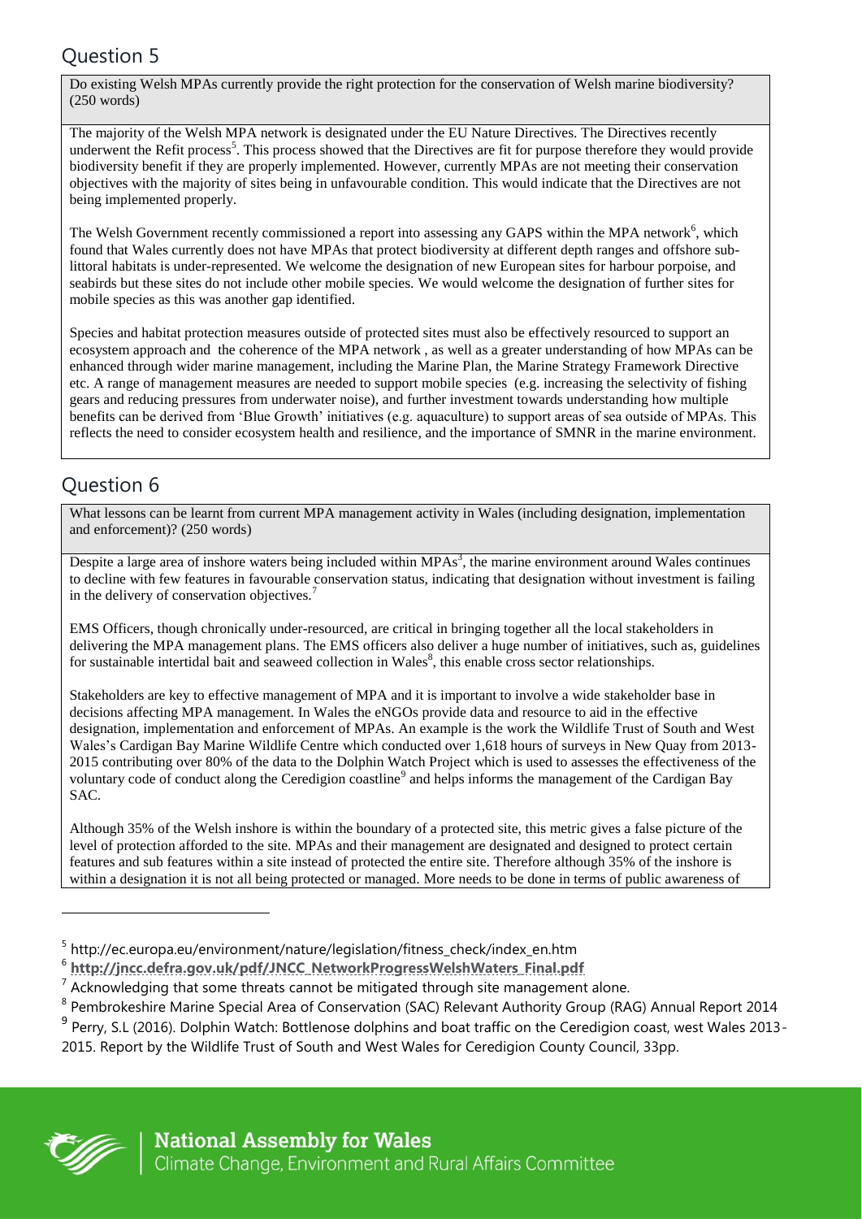## Question 5

Do existing Welsh MPAs currently provide the right protection for the conservation of Welsh marine biodiversity? (250 words)

The majority of the Welsh MPA network is designated under the EU Nature Directives. The Directives recently underwent the Refit process[5]. This process showed that the Directives are fit for purpose therefore they would provide biodiversity benefit if they are properly implemented. However, currently MPAs are not meeting their conservation objectives with the majority of sites being in unfavourable condition. This would indicate that the Directives are not being implemented properly.

The Welsh Government recently commissioned a report into assessing any GAPS within the MPA network[6], which found that Wales currently does not have MPAs that protect biodiversity at different depth ranges and offshore sub-littoral habitats is under-represented. We welcome the designation of new European sites for harbour porpoise, and seabirds but these sites do not include other mobile species. We would welcome the designation of further sites for mobile species as this was another gap identified.

Species and habitat protection measures outside of protected sites must also be effectively resourced to support an ecosystem approach and the coherence of the MPA network , as well as a greater understanding of how MPAs can be enhanced through wider marine management, including the Marine Plan, the Marine Strategy Framework Directive etc. A range of management measures are needed to support mobile species (e.g. increasing the selectivity of fishing gears and reducing pressures from underwater noise), and further investment towards understanding how multiple benefits can be derived from 'Blue Growth' initiatives (e.g. aquaculture) to support areas of sea outside of MPAs. This reflects the need to consider ecosystem health and resilience, and the importance of SMNR in the marine environment.

## Question 6

What lessons can be learnt from current MPA management activity in Wales (including designation, implementation and enforcement)? (250 words)

Despite a large area of inshore waters being included within MPAs[3], the marine environment around Wales continues to decline with few features in favourable conservation status, indicating that designation without investment is failing in the delivery of conservation objectives.[7]

EMS Officers, though chronically under-resourced, are critical in bringing together all the local stakeholders in delivering the MPA management plans. The EMS officers also deliver a huge number of initiatives, such as, guidelines for sustainable intertidal bait and seaweed collection in Wales[8], this enable cross sector relationships.

Stakeholders are key to effective management of MPA and it is important to involve a wide stakeholder base in decisions affecting MPA management. In Wales the eNGOs provide data and resource to aid in the effective designation, implementation and enforcement of MPAs. An example is the work the Wildlife Trust of South and West Wales's Cardigan Bay Marine Wildlife Centre which conducted over 1,618 hours of surveys in New Quay from 2013-2015 contributing over 80% of the data to the Dolphin Watch Project which is used to assesses the effectiveness of the voluntary code of conduct along the Ceredigion coastline[9] and helps informs the management of the Cardigan Bay SAC.

Although 35% of the Welsh inshore is within the boundary of a protected site, this metric gives a false picture of the level of protection afforded to the site. MPAs and their management are designated and designed to protect certain features and sub features within a site instead of protected the entire site. Therefore although 35% of the inshore is within a designation it is not all being protected or managed. More needs to be done in terms of public awareness of

---

[5] http://ec.europa.eu/environment/nature/legislation/fitness_check/index_en.htm

[6] http://jncc.defra.gov.uk/pdf/JNCC_NetworkProgressWelshWaters_Final.pdf

[7] Acknowledging that some threats cannot be mitigated through site management alone.

[8] Pembrokeshire Marine Special Area of Conservation (SAC) Relevant Authority Group (RAG) Annual Report 2014

[9] Perry, S.L (2016). Dolphin Watch: Bottlenose dolphins and boat traffic on the Ceredigion coast, west Wales 2013-2015. Report by the Wildlife Trust of South and West Wales for Ceredigion County Council, 33pp.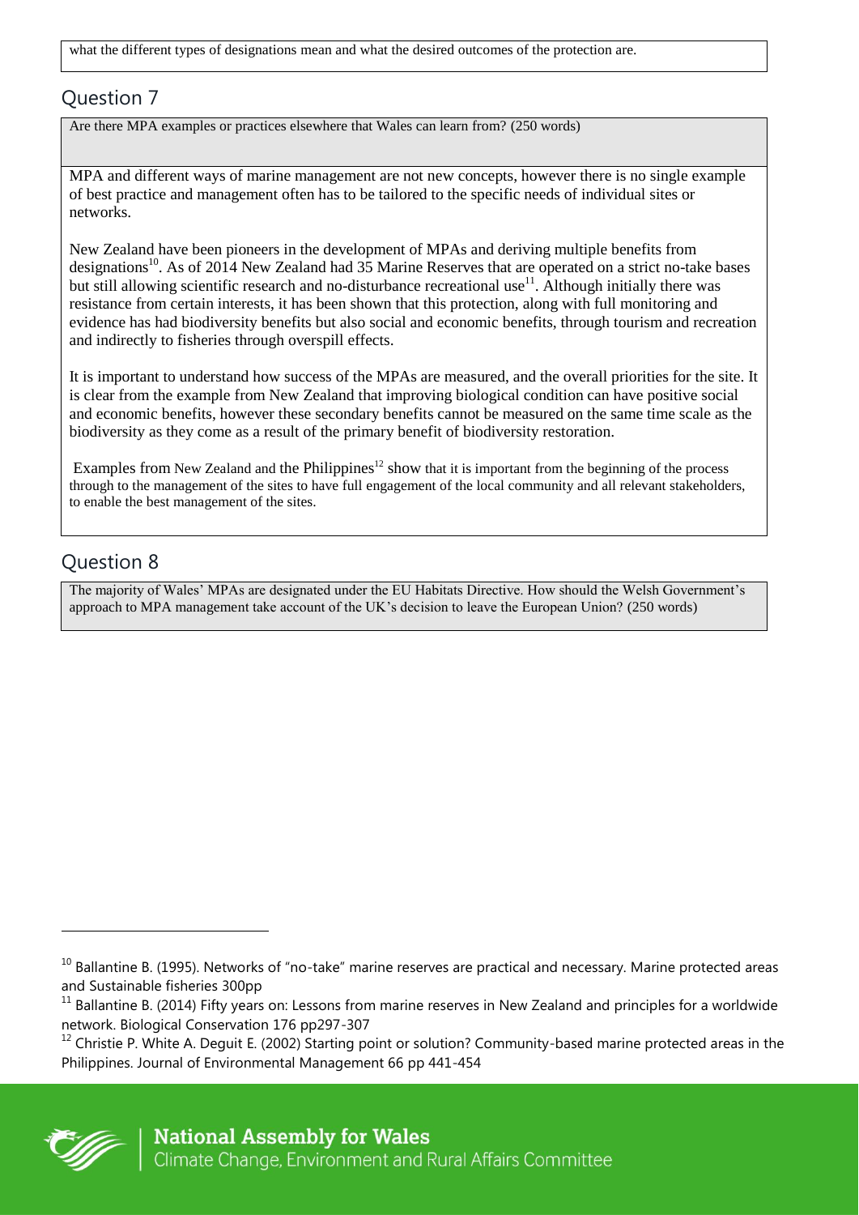what the different types of designations mean and what the desired outcomes of the protection are.

## Question 7

Are there MPA examples or practices elsewhere that Wales can learn from? (250 words)

MPA and different ways of marine management are not new concepts, however there is no single example of best practice and management often has to be tailored to the specific needs of individual sites or networks.

New Zealand have been pioneers in the development of MPAs and deriving multiple benefits from designations[10]. As of 2014 New Zealand had 35 Marine Reserves that are operated on a strict no-take bases but still allowing scientific research and no-disturbance recreational use[11]. Although initially there was resistance from certain interests, it has been shown that this protection, along with full monitoring and evidence has had biodiversity benefits but also social and economic benefits, through tourism and recreation and indirectly to fisheries through overspill effects.

It is important to understand how success of the MPAs are measured, and the overall priorities for the site. It is clear from the example from New Zealand that improving biological condition can have positive social and economic benefits, however these secondary benefits cannot be measured on the same time scale as the biodiversity as they come as a result of the primary benefit of biodiversity restoration.

Examples from New Zealand and the Philippines[12] show that it is important from the beginning of the process through to the management of the sites to have full engagement of the local community and all relevant stakeholders, to enable the best management of the sites.

## Question 8

The majority of Wales' MPAs are designated under the EU Habitats Directive. How should the Welsh Government's approach to MPA management take account of the UK's decision to leave the European Union? (250 words)

---

[10] Ballantine B. (1995). Networks of "no-take" marine reserves are practical and necessary. Marine protected areas and Sustainable fisheries 300pp

[11] Ballantine B. (2014) Fifty years on: Lessons from marine reserves in New Zealand and principles for a worldwide network. Biological Conservation 176 pp297-307

[12] Christie P. White A. Deguit E. (2002) Starting point or solution? Community-based marine protected areas in the Philippines. Journal of Environmental Management 66 pp 441-454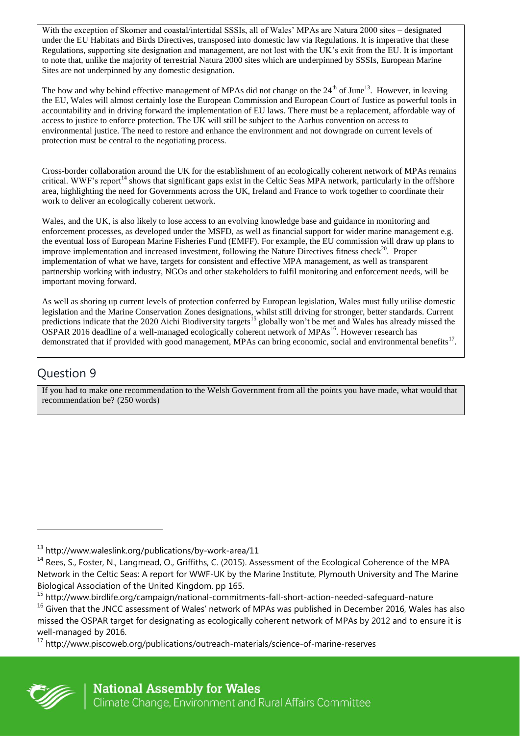With the exception of Skomer and coastal/intertidal SSSIs, all of Wales' MPAs are Natura 2000 sites – designated under the EU Habitats and Birds Directives, transposed into domestic law via Regulations. It is imperative that these Regulations, supporting site designation and management, are not lost with the UK's exit from the EU. It is important to note that, unlike the majority of terrestrial Natura 2000 sites which are underpinned by SSSIs, European Marine Sites are not underpinned by any domestic designation.

The how and why behind effective management of MPAs did not change on the 24th of June[13]. However, in leaving the EU, Wales will almost certainly lose the European Commission and European Court of Justice as powerful tools in accountability and in driving forward the implementation of EU laws. There must be a replacement, affordable way of access to justice to enforce protection. The UK will still be subject to the Aarhus convention on access to environmental justice. The need to restore and enhance the environment and not downgrade on current levels of protection must be central to the negotiating process.

Cross-border collaboration around the UK for the establishment of an ecologically coherent network of MPAs remains critical. WWF's report[14] shows that significant gaps exist in the Celtic Seas MPA network, particularly in the offshore area, highlighting the need for Governments across the UK, Ireland and France to work together to coordinate their work to deliver an ecologically coherent network.

Wales, and the UK, is also likely to lose access to an evolving knowledge base and guidance in monitoring and enforcement processes, as developed under the MSFD, as well as financial support for wider marine management e.g. the eventual loss of European Marine Fisheries Fund (EMFF). For example, the EU commission will draw up plans to improve implementation and increased investment, following the Nature Directives fitness check[20]. Proper implementation of what we have, targets for consistent and effective MPA management, as well as transparent partnership working with industry, NGOs and other stakeholders to fulfil monitoring and enforcement needs, will be important moving forward.

As well as shoring up current levels of protection conferred by European legislation, Wales must fully utilise domestic legislation and the Marine Conservation Zones designations, whilst still driving for stronger, better standards. Current predictions indicate that the 2020 Aichi Biodiversity targets[15] globally won't be met and Wales has already missed the OSPAR 2016 deadline of a well-managed ecologically coherent network of MPAs[16]. However research has demonstrated that if provided with good management, MPAs can bring economic, social and environmental benefits[17].

## Question 9

If you had to make one recommendation to the Welsh Government from all the points you have made, what would that recommendation be? (250 words)

---

[13] http://www.waleslink.org/publications/by-work-area/11

[14] Rees, S., Foster, N., Langmead, O., Griffiths, C. (2015). Assessment of the Ecological Coherence of the MPA Network in the Celtic Seas: A report for WWF-UK by the Marine Institute, Plymouth University and The Marine Biological Association of the United Kingdom. pp 165.

[15] http://www.birdlife.org/campaign/national-commitments-fall-short-action-needed-safeguard-nature

[16] Given that the JNCC assessment of Wales' network of MPAs was published in December 2016, Wales has also missed the OSPAR target for designating as ecologically coherent network of MPAs by 2012 and to ensure it is well-managed by 2016.

[17] http://www.piscoweb.org/publications/outreach-materials/science-of-marine-reserves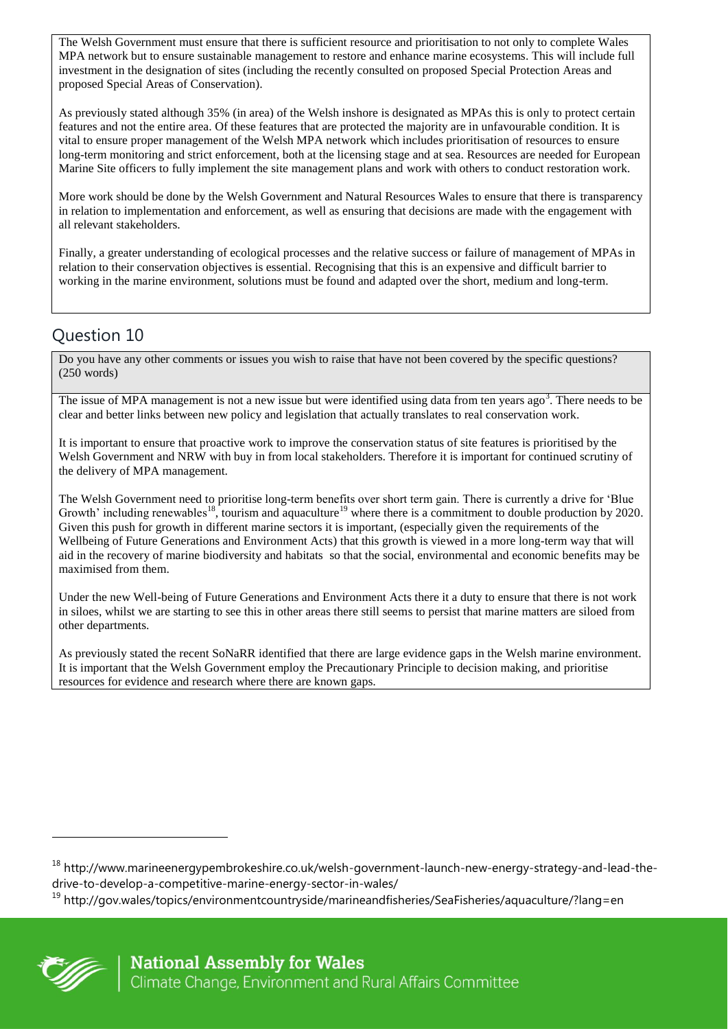The Welsh Government must ensure that there is sufficient resource and prioritisation to not only to complete Wales MPA network but to ensure sustainable management to restore and enhance marine ecosystems. This will include full investment in the designation of sites (including the recently consulted on proposed Special Protection Areas and proposed Special Areas of Conservation).

As previously stated although 35% (in area) of the Welsh inshore is designated as MPAs this is only to protect certain features and not the entire area. Of these features that are protected the majority are in unfavourable condition. It is vital to ensure proper management of the Welsh MPA network which includes prioritisation of resources to ensure long-term monitoring and strict enforcement, both at the licensing stage and at sea. Resources are needed for European Marine Site officers to fully implement the site management plans and work with others to conduct restoration work.

More work should be done by the Welsh Government and Natural Resources Wales to ensure that there is transparency in relation to implementation and enforcement, as well as ensuring that decisions are made with the engagement with all relevant stakeholders.

Finally, a greater understanding of ecological processes and the relative success or failure of management of MPAs in relation to their conservation objectives is essential. Recognising that this is an expensive and difficult barrier to working in the marine environment, solutions must be found and adapted over the short, medium and long-term.

## Question 10

Do you have any other comments or issues you wish to raise that have not been covered by the specific questions? (250 words)

The issue of MPA management is not a new issue but were identified using data from ten years ago[3]. There needs to be clear and better links between new policy and legislation that actually translates to real conservation work.

It is important to ensure that proactive work to improve the conservation status of site features is prioritised by the Welsh Government and NRW with buy in from local stakeholders. Therefore it is important for continued scrutiny of the delivery of MPA management.

The Welsh Government need to prioritise long-term benefits over short term gain. There is currently a drive for 'Blue Growth' including renewables[18], tourism and aquaculture[19] where there is a commitment to double production by 2020. Given this push for growth in different marine sectors it is important, (especially given the requirements of the Wellbeing of Future Generations and Environment Acts) that this growth is viewed in a more long-term way that will aid in the recovery of marine biodiversity and habitats so that the social, environmental and economic benefits may be maximised from them.

Under the new Well-being of Future Generations and Environment Acts there it a duty to ensure that there is not work in siloes, whilst we are starting to see this in other areas there still seems to persist that marine matters are siloed from other departments.

As previously stated the recent SoNaRR identified that there are large evidence gaps in the Welsh marine environment. It is important that the Welsh Government employ the Precautionary Principle to decision making, and prioritise resources for evidence and research where there are known gaps.

[18] http://www.marineenergypembrokeshire.co.uk/welsh-government-launch-new-energy-strategy-and-lead-the-drive-to-develop-a-competitive-marine-energy-sector-in-wales/

[19] http://gov.wales/topics/environmentcountryside/marineandfisheries/SeaFisheries/aquaculture/?lang=en